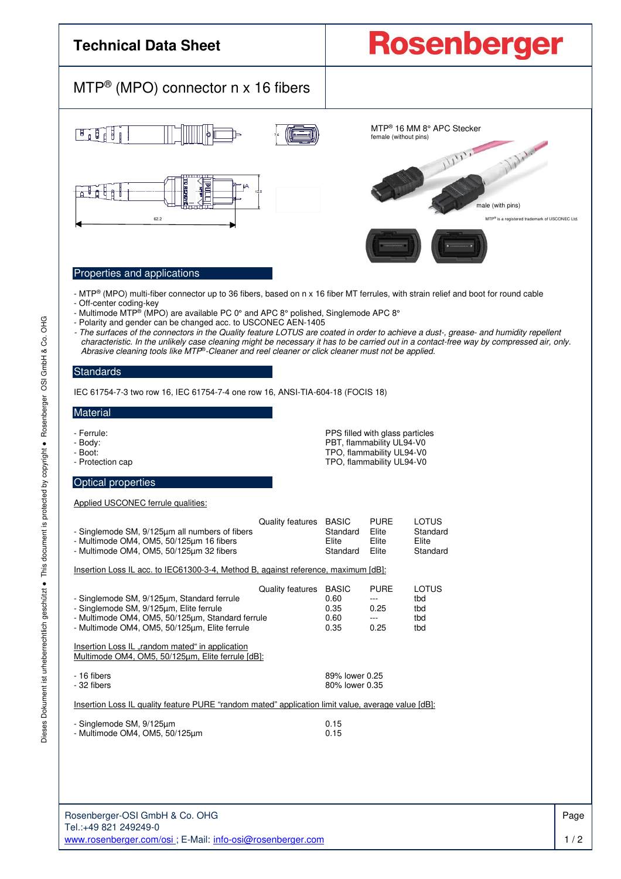# Technical Data Sheet

**Rosenberger**

## MTP® (MPO) connector n x 16 fibers

MTP® 16 MM 8° APC Stecker
female (without pins)

male (with pins)

MTP® is a registered trademark of USCONEC Ltd.

62.2

## Properties and applications

- MTP® (MPO) multi-fiber connector up to 36 fibers, based on n x 16 fiber MT ferrules, with strain relief and boot for round cable
- Off-center coding-key
- Multimode MTP® (MPO) are available PC 0° and APC 8° polished, Singlemode APC 8°
- Polarity and gender can be changed acc. to USCONEC AEN-1405
- *The surfaces of the connectors in the Quality feature LOTUS are coated in order to achieve a dust-, grease- and humidity repellent characteristic. In the unlikely case cleaning might be necessary it has to be carried out in a contact-free way by compressed air, only. Abrasive cleaning tools like MTP®-Cleaner and reel cleaner or click cleaner must not be applied.*

## Standards

IEC 61754-7-3 two row 16, IEC 61754-7-4 one row 16, ANSI-TIA-604-18 (FOCIS 18)

## Material

| | |
|---|---|
| - Ferrule: | PPS filled with glass particles |
| - Body: | PBT, flammability UL94-V0 |
| - Boot: | TPO, flammability UL94-V0 |
| - Protection cap | TPO, flammability UL94-V0 |

## Optical properties

Applied USCONEC ferrule qualities:

| Quality features | BASIC | PURE | LOTUS |
|---|---|---|---|
| - Singlemode SM, 9/125µm all numbers of fibers | Standard | Elite | Standard |
| - Multimode OM4, OM5, 50/125µm 16 fibers | Elite | Elite | Elite |
| - Multimode OM4, OM5, 50/125µm 32 fibers | Standard | Elite | Standard |

Insertion Loss IL acc. to IEC61300-3-4, Method B, against reference, maximum [dB]:

| Quality features | BASIC | PURE | LOTUS |
|---|---|---|---|
| - Singlemode SM, 9/125µm, Standard ferrule | 0.60 | --- | tbd |
| - Singlemode SM, 9/125µm, Elite ferrule | 0.35 | 0.25 | tbd |
| - Multimode OM4, OM5, 50/125µm, Standard ferrule | 0.60 | --- | tbd |
| - Multimode OM4, OM5, 50/125µm, Elite ferrule | 0.35 | 0.25 | tbd |

Insertion Loss IL „random mated“ in application
Multimode OM4, OM5, 50/125µm, Elite ferrule [dB]:

| | |
|---|---|
| - 16 fibers | 89% lower 0.25 |
| - 32 fibers | 80% lower 0.35 |

Insertion Loss IL quality feature PURE “random mated” application limit value, average value [dB]:

| | |
|---|---|
| - Singlemode SM, 9/125µm | 0.15 |
| - Multimode OM4, OM5, 50/125µm | 0.15 |

Rosenberger-OSI GmbH & Co. OHG
Tel.:+49 821 249249-0
www.rosenberger.com/osi ; E-Mail: info-osi@rosenberger.com

Dieses Dokument ist urheberrechtlich geschützt • This document is protected by copyright • Rosenberger OSI GmbH & Co. OHG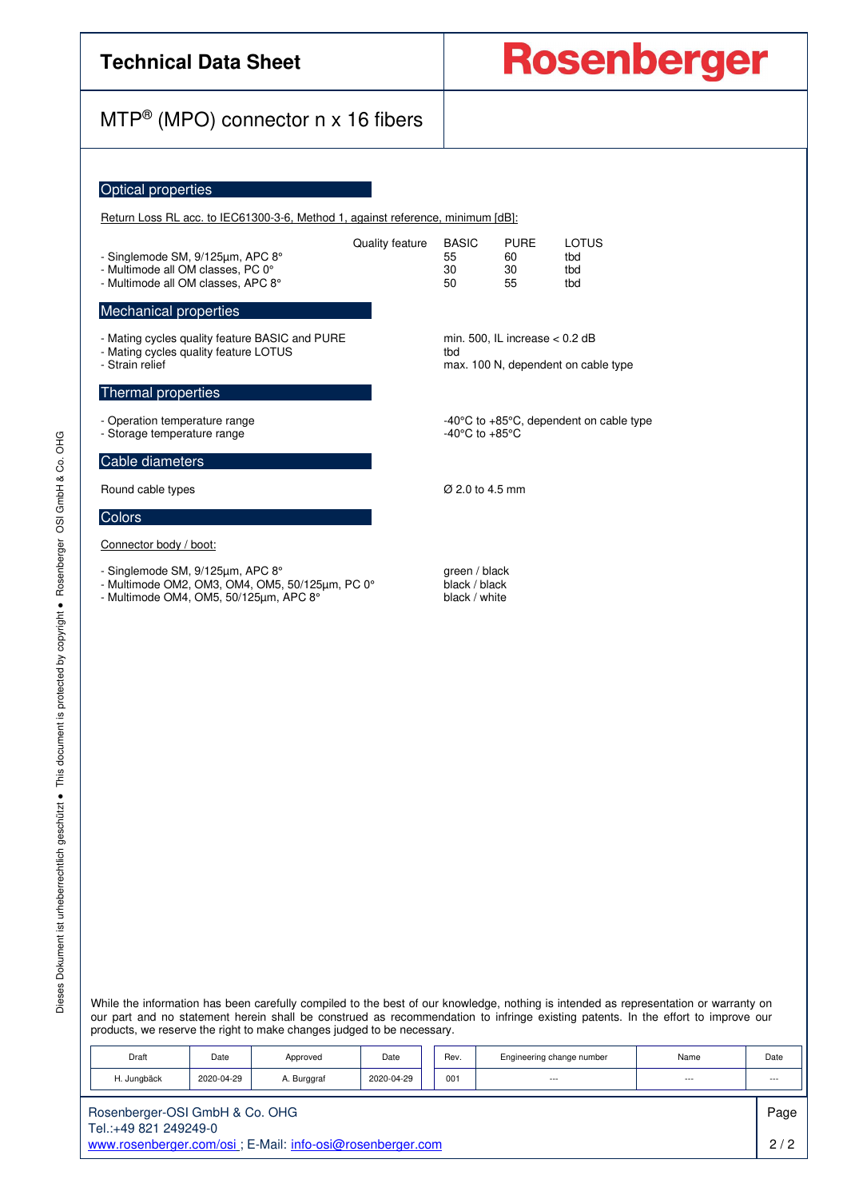# Technical Data Sheet

# Rosenberger

## MTP® (MPO) connector n x 16 fibers

### Optical properties

Return Loss RL acc. to IEC61300-3-6, Method 1, against reference, minimum [dB]:

| Quality feature | BASIC | PURE | LOTUS |
|---|---|---|---|
| - Singlemode SM, 9/125µm, APC 8° | 55 | 60 | tbd |
| - Multimode all OM classes, PC 0° | 30 | 30 | tbd |
| - Multimode all OM classes, APC 8° | 50 | 55 | tbd |

### Mechanical properties

| | |
|---|---|
| - Mating cycles quality feature BASIC and PURE | min. 500, IL increase < 0.2 dB |
| - Mating cycles quality feature LOTUS | tbd |
| - Strain relief | max. 100 N, dependent on cable type |

### Thermal properties

| | |
|---|---|
| - Operation temperature range | -40°C to +85°C, dependent on cable type |
| - Storage temperature range | -40°C to +85°C |

### Cable diameters

| | |
|---|---|
| Round cable types | Ø 2.0 to 4.5 mm |

### Colors

Connector body / boot:

| | |
|---|---|
| - Singlemode SM, 9/125µm, APC 8° | green / black |
| - Multimode OM2, OM3, OM4, OM5, 50/125µm, PC 0° | black / black |
| - Multimode OM4, OM5, 50/125µm, APC 8° | black / white |

While the information has been carefully compiled to the best of our knowledge, nothing is intended as representation or warranty on our part and no statement herein shall be construed as recommendation to infringe existing patents. In the effort to improve our products, we reserve the right to make changes judged to be necessary.

| Draft | Date | Approved | Date | Rev. | Engineering change number | Name | Date |
|---|---|---|---|---|---|---|---|
| H. Jungbäck | 2020-04-29 | A. Burggraf | 2020-04-29 | 001 | --- | --- | --- |

Rosenberger-OSI GmbH & Co. OHG
Tel.:+49 821 249249-0
www.rosenberger.com/osi ; E-Mail: info-osi@rosenberger.com

Dieses Dokument ist urheberrechtlich geschützt • This document is protected by copyright • Rosenberger OSI GmbH & Co. OHG